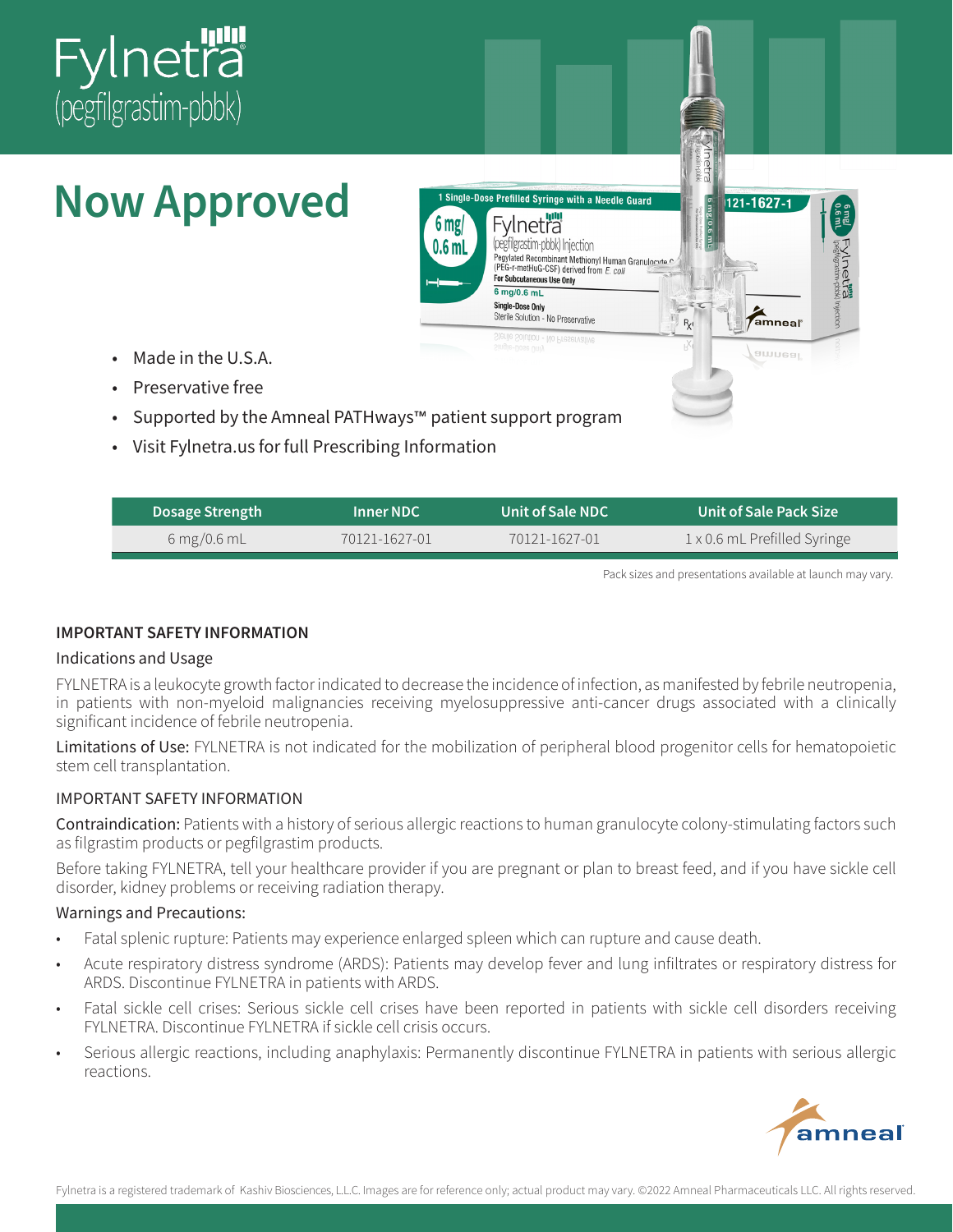# Fylnetra®
(pegfilgrastim-pbbk)

# Now Approved

- Made in the U.S.A.
- Preservative free
- Supported by the Amneal PATHways™ patient support program
- Visit Fylnetra.us for full Prescribing Information

| Dosage Strength | Inner NDC | Unit of Sale NDC | Unit of Sale Pack Size |
|---|---|---|---|
| 6 mg/0.6 mL | 70121-1627-01 | 70121-1627-01 | 1 x 0.6 mL Prefilled Syringe |

Pack sizes and presentations available at launch may vary.

## IMPORTANT SAFETY INFORMATION

### Indications and Usage

FYLNETRA is a leukocyte growth factor indicated to decrease the incidence of infection, as manifested by febrile neutropenia, in patients with non-myeloid malignancies receiving myelosuppressive anti-cancer drugs associated with a clinically significant incidence of febrile neutropenia.

**Limitations of Use:** FYLNETRA is not indicated for the mobilization of peripheral blood progenitor cells for hematopoietic stem cell transplantation.

### IMPORTANT SAFETY INFORMATION

**Contraindication:** Patients with a history of serious allergic reactions to human granulocyte colony-stimulating factors such as filgrastim products or pegfilgrastim products.

Before taking FYLNETRA, tell your healthcare provider if you are pregnant or plan to breast feed, and if you have sickle cell disorder, kidney problems or receiving radiation therapy.

### Warnings and Precautions:

- Fatal splenic rupture: Patients may experience enlarged spleen which can rupture and cause death.
- Acute respiratory distress syndrome (ARDS): Patients may develop fever and lung infiltrates or respiratory distress for ARDS. Discontinue FYLNETRA in patients with ARDS.
- Fatal sickle cell crises: Serious sickle cell crises have been reported in patients with sickle cell disorders receiving FYLNETRA. Discontinue FYLNETRA if sickle cell crisis occurs.
- Serious allergic reactions, including anaphylaxis: Permanently discontinue FYLNETRA in patients with serious allergic reactions.

amneal®

Fylnetra is a registered trademark of Kashiv Biosciences, L.L.C. Images are for reference only; actual product may vary. ©2022 Amneal Pharmaceuticals LLC. All rights reserved.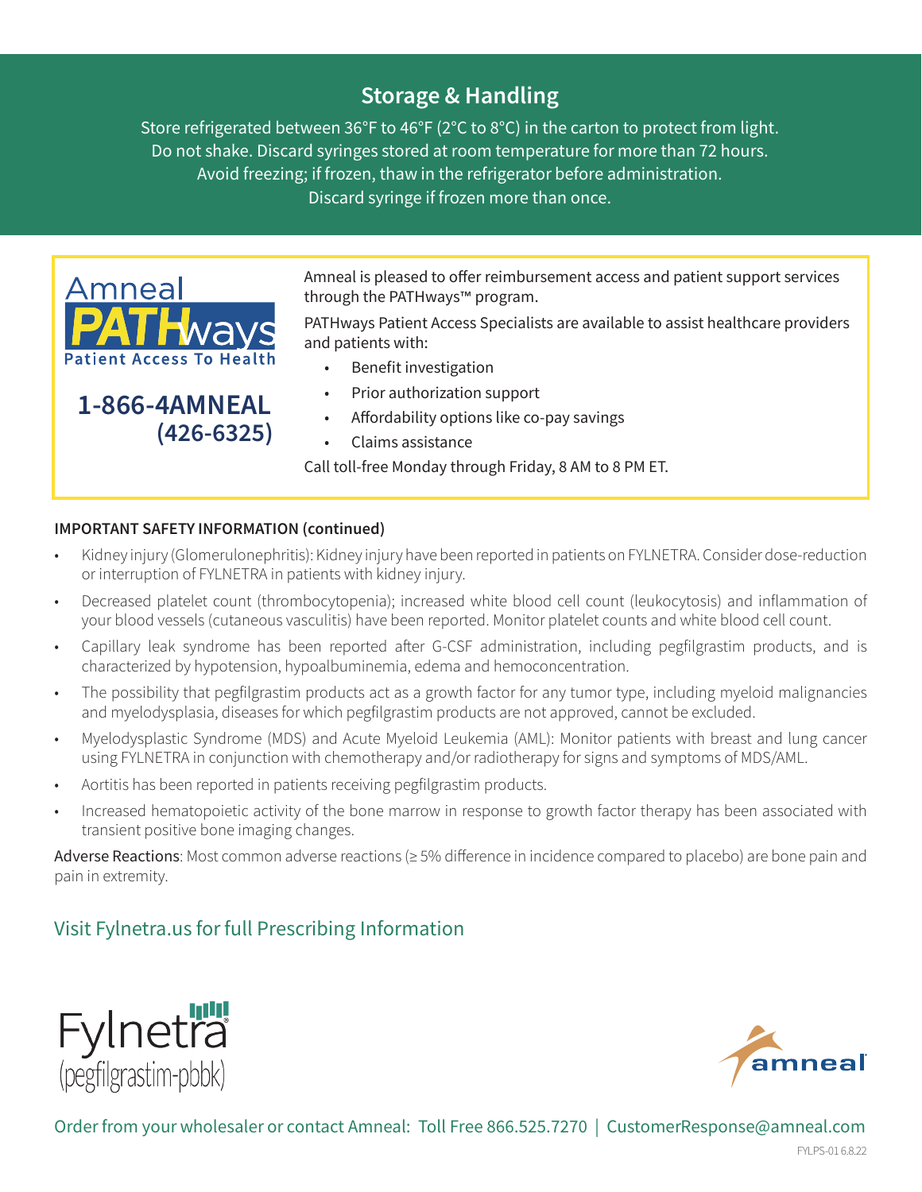## Storage & Handling

Store refrigerated between 36°F to 46°F (2°C to 8°C) in the carton to protect from light.
Do not shake. Discard syringes stored at room temperature for more than 72 hours.
Avoid freezing; if frozen, thaw in the refrigerator before administration.
Discard syringe if frozen more than once.

Amneal PATHways Patient Access To Health

**1-866-4AMNEAL (426-6325)**

Amneal is pleased to offer reimbursement access and patient support services through the PATHways™ program.

PATHways Patient Access Specialists are available to assist healthcare providers and patients with:

- Benefit investigation
- Prior authorization support
- Affordability options like co-pay savings
- Claims assistance

Call toll-free Monday through Friday, 8 AM to 8 PM ET.

**IMPORTANT SAFETY INFORMATION (continued)**

- Kidney injury (Glomerulonephritis): Kidney injury have been reported in patients on FYLNETRA. Consider dose-reduction or interruption of FYLNETRA in patients with kidney injury.
- Decreased platelet count (thrombocytopenia); increased white blood cell count (leukocytosis) and inflammation of your blood vessels (cutaneous vasculitis) have been reported. Monitor platelet counts and white blood cell count.
- Capillary leak syndrome has been reported after G-CSF administration, including pegfilgrastim products, and is characterized by hypotension, hypoalbuminemia, edema and hemoconcentration.
- The possibility that pegfilgrastim products act as a growth factor for any tumor type, including myeloid malignancies and myelodysplasia, diseases for which pegfilgrastim products are not approved, cannot be excluded.
- Myelodysplastic Syndrome (MDS) and Acute Myeloid Leukemia (AML): Monitor patients with breast and lung cancer using FYLNETRA in conjunction with chemotherapy and/or radiotherapy for signs and symptoms of MDS/AML.
- Aortitis has been reported in patients receiving pegfilgrastim products.
- Increased hematopoietic activity of the bone marrow in response to growth factor therapy has been associated with transient positive bone imaging changes.

Adverse Reactions: Most common adverse reactions (≥ 5% difference in incidence compared to placebo) are bone pain and pain in extremity.

Visit Fylnetra.us for full Prescribing Information

Fylnetra® (pegfilgrastim-pbbk)

amneal®

Order from your wholesaler or contact Amneal: Toll Free 866.525.7270 | CustomerResponse@amneal.com

FYLPS-01 6.8.22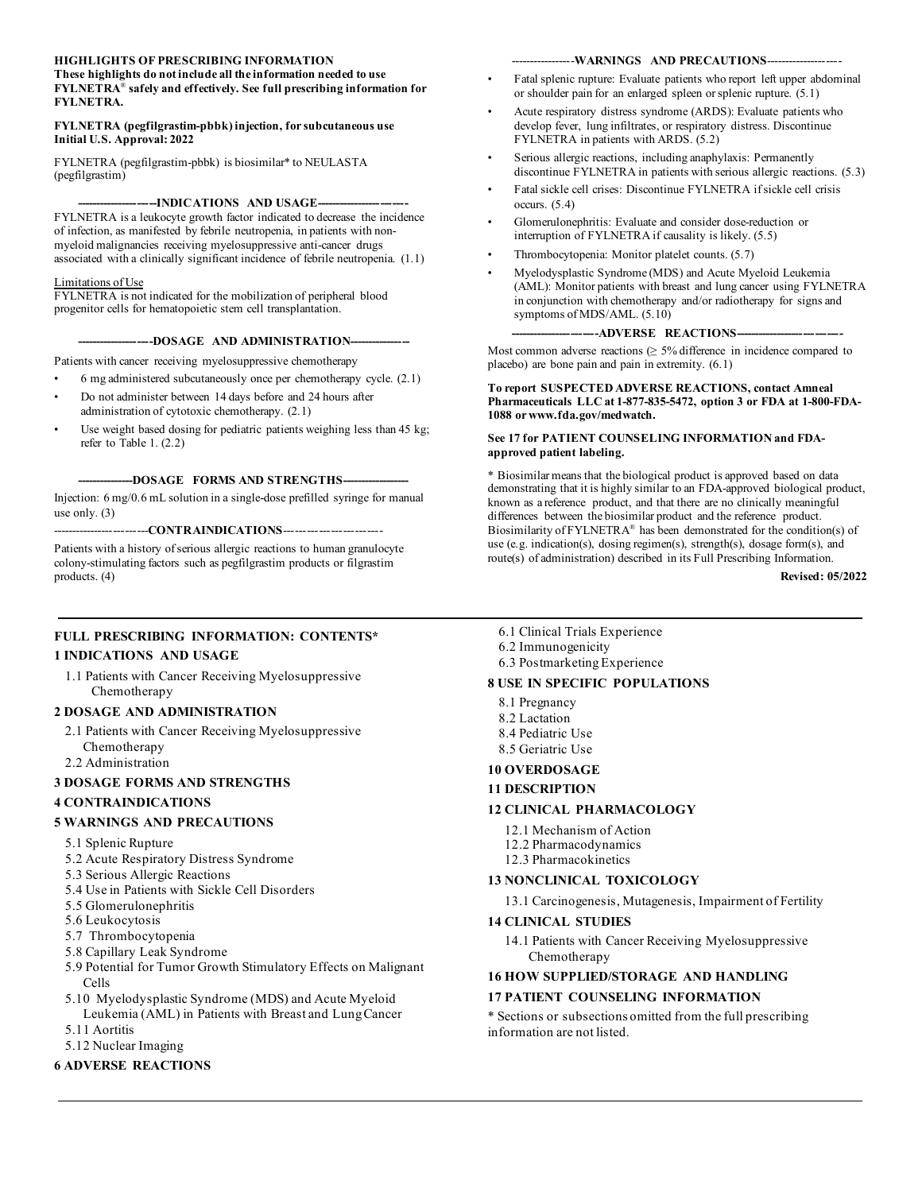**HIGHLIGHTS OF PRESCRIBING INFORMATION**
**These highlights do not include all the information needed to use FYLNETRA® safely and effectively. See full prescribing information for FYLNETRA.**

**FYLNETRA (pegfilgrastim-pbbk) injection, for subcutaneous use**
**Initial U.S. Approval: 2022**

FYLNETRA (pegfilgrastim-pbbk) is biosimilar* to NEULASTA (pegfilgrastim)

**----------------------INDICATIONS AND USAGE----------------------**

FYLNETRA is a leukocyte growth factor indicated to decrease the incidence of infection, as manifested by febrile neutropenia, in patients with non-myeloid malignancies receiving myelosuppressive anti-cancer drugs associated with a clinically significant incidence of febrile neutropenia. (1.1)

Limitations of Use
FYLNETRA is not indicated for the mobilization of peripheral blood progenitor cells for hematopoietic stem cell transplantation.

**----------------------DOSAGE AND ADMINISTRATION----------------------**

Patients with cancer receiving myelosuppressive chemotherapy

- 6 mg administered subcutaneously once per chemotherapy cycle. (2.1)
- Do not administer between 14 days before and 24 hours after administration of cytotoxic chemotherapy. (2.1)
- Use weight based dosing for pediatric patients weighing less than 45 kg; refer to Table 1. (2.2)

**----------------------DOSAGE FORMS AND STRENGTHS----------------------**

Injection: 6 mg/0.6 mL solution in a single-dose prefilled syringe for manual use only. (3)

**----------------------CONTRAINDICATIONS----------------------**

Patients with a history of serious allergic reactions to human granulocyte colony-stimulating factors such as pegfilgrastim products or filgrastim products. (4)

**----------------------WARNINGS AND PRECAUTIONS----------------------**

- Fatal splenic rupture: Evaluate patients who report left upper abdominal or shoulder pain for an enlarged spleen or splenic rupture. (5.1)
- Acute respiratory distress syndrome (ARDS): Evaluate patients who develop fever, lung infiltrates, or respiratory distress. Discontinue FYLNETRA in patients with ARDS. (5.2)
- Serious allergic reactions, including anaphylaxis: Permanently discontinue FYLNETRA in patients with serious allergic reactions. (5.3)
- Fatal sickle cell crises: Discontinue FYLNETRA if sickle cell crisis occurs. (5.4)
- Glomerulonephritis: Evaluate and consider dose-reduction or interruption of FYLNETRA if causality is likely. (5.5)
- Thrombocytopenia: Monitor platelet counts. (5.7)
- Myelodysplastic Syndrome (MDS) and Acute Myeloid Leukemia (AML): Monitor patients with breast and lung cancer using FYLNETRA in conjunction with chemotherapy and/or radiotherapy for signs and symptoms of MDS/AML. (5.10)

**----------------------ADVERSE REACTIONS----------------------**

Most common adverse reactions (≥ 5% difference in incidence compared to placebo) are bone pain and pain in extremity. (6.1)

**To report SUSPECTED ADVERSE REACTIONS, contact Amneal Pharmaceuticals LLC at 1-877-835-5472, option 3 or FDA at 1-800-FDA-1088 or www.fda.gov/medwatch.**

**See 17 for PATIENT COUNSELING INFORMATION and FDA-approved patient labeling.**

* Biosimilar means that the biological product is approved based on data demonstrating that it is highly similar to an FDA-approved biological product, known as a reference product, and that there are no clinically meaningful differences between the biosimilar product and the reference product. Biosimilarity of FYLNETRA® has been demonstrated for the condition(s) of use (e.g. indication(s), dosing regimen(s), strength(s), dosage form(s), and route(s) of administration) described in its Full Prescribing Information.

**Revised: 05/2022**

---

**FULL PRESCRIBING INFORMATION: CONTENTS***

**1 INDICATIONS AND USAGE**
- 1.1 Patients with Cancer Receiving Myelosuppressive Chemotherapy

**2 DOSAGE AND ADMINISTRATION**
- 2.1 Patients with Cancer Receiving Myelosuppressive Chemotherapy
- 2.2 Administration

**3 DOSAGE FORMS AND STRENGTHS**

**4 CONTRAINDICATIONS**

**5 WARNINGS AND PRECAUTIONS**
- 5.1 Splenic Rupture
- 5.2 Acute Respiratory Distress Syndrome
- 5.3 Serious Allergic Reactions
- 5.4 Use in Patients with Sickle Cell Disorders
- 5.5 Glomerulonephritis
- 5.6 Leukocytosis
- 5.7 Thrombocytopenia
- 5.8 Capillary Leak Syndrome
- 5.9 Potential for Tumor Growth Stimulatory Effects on Malignant Cells
- 5.10 Myelodysplastic Syndrome (MDS) and Acute Myeloid Leukemia (AML) in Patients with Breast and Lung Cancer
- 5.11 Aortitis
- 5.12 Nuclear Imaging

**6 ADVERSE REACTIONS**
- 6.1 Clinical Trials Experience
- 6.2 Immunogenicity
- 6.3 Postmarketing Experience

**8 USE IN SPECIFIC POPULATIONS**
- 8.1 Pregnancy
- 8.2 Lactation
- 8.4 Pediatric Use
- 8.5 Geriatric Use

**10 OVERDOSAGE**

**11 DESCRIPTION**

**12 CLINICAL PHARMACOLOGY**
- 12.1 Mechanism of Action
- 12.2 Pharmacodynamics
- 12.3 Pharmacokinetics

**13 NONCLINICAL TOXICOLOGY**
- 13.1 Carcinogenesis, Mutagenesis, Impairment of Fertility

**14 CLINICAL STUDIES**
- 14.1 Patients with Cancer Receiving Myelosuppressive Chemotherapy

**16 HOW SUPPLIED/STORAGE AND HANDLING**

**17 PATIENT COUNSELING INFORMATION**

* Sections or subsections omitted from the full prescribing information are not listed.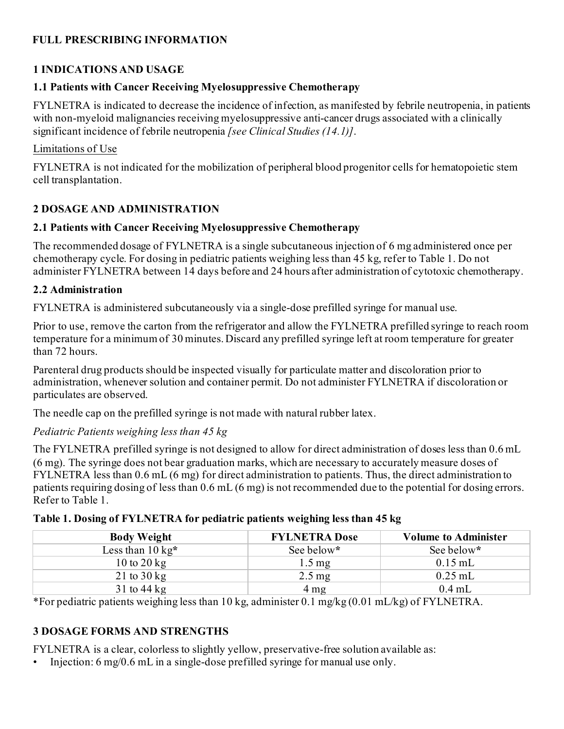## FULL PRESCRIBING INFORMATION

### 1 INDICATIONS AND USAGE

#### 1.1 Patients with Cancer Receiving Myelosuppressive Chemotherapy

FYLNETRA is indicated to decrease the incidence of infection, as manifested by febrile neutropenia, in patients with non-myeloid malignancies receiving myelosuppressive anti-cancer drugs associated with a clinically significant incidence of febrile neutropenia *[see Clinical Studies (14.1)]*.

Limitations of Use

FYLNETRA is not indicated for the mobilization of peripheral blood progenitor cells for hematopoietic stem cell transplantation.

### 2 DOSAGE AND ADMINISTRATION

#### 2.1 Patients with Cancer Receiving Myelosuppressive Chemotherapy

The recommended dosage of FYLNETRA is a single subcutaneous injection of 6 mg administered once per chemotherapy cycle. For dosing in pediatric patients weighing less than 45 kg, refer to Table 1. Do not administer FYLNETRA between 14 days before and 24 hours after administration of cytotoxic chemotherapy.

#### 2.2 Administration

FYLNETRA is administered subcutaneously via a single-dose prefilled syringe for manual use.

Prior to use, remove the carton from the refrigerator and allow the FYLNETRA prefilled syringe to reach room temperature for a minimum of 30 minutes. Discard any prefilled syringe left at room temperature for greater than 72 hours.

Parenteral drug products should be inspected visually for particulate matter and discoloration prior to administration, whenever solution and container permit. Do not administer FYLNETRA if discoloration or particulates are observed.

The needle cap on the prefilled syringe is not made with natural rubber latex.

*Pediatric Patients weighing less than 45 kg*

The FYLNETRA prefilled syringe is not designed to allow for direct administration of doses less than 0.6 mL (6 mg). The syringe does not bear graduation marks, which are necessary to accurately measure doses of FYLNETRA less than 0.6 mL (6 mg) for direct administration to patients. Thus, the direct administration to patients requiring dosing of less than 0.6 mL (6 mg) is not recommended due to the potential for dosing errors. Refer to Table 1.

**Table 1. Dosing of FYLNETRA for pediatric patients weighing less than 45 kg**

| Body Weight | FYLNETRA Dose | Volume to Administer |
|---|---|---|
| Less than 10 kg* | See below* | See below* |
| 10 to 20 kg | 1.5 mg | 0.15 mL |
| 21 to 30 kg | 2.5 mg | 0.25 mL |
| 31 to 44 kg | 4 mg | 0.4 mL |

*For pediatric patients weighing less than 10 kg, administer 0.1 mg/kg (0.01 mL/kg) of FYLNETRA.

### 3 DOSAGE FORMS AND STRENGTHS

FYLNETRA is a clear, colorless to slightly yellow, preservative-free solution available as:

- Injection: 6 mg/0.6 mL in a single-dose prefilled syringe for manual use only.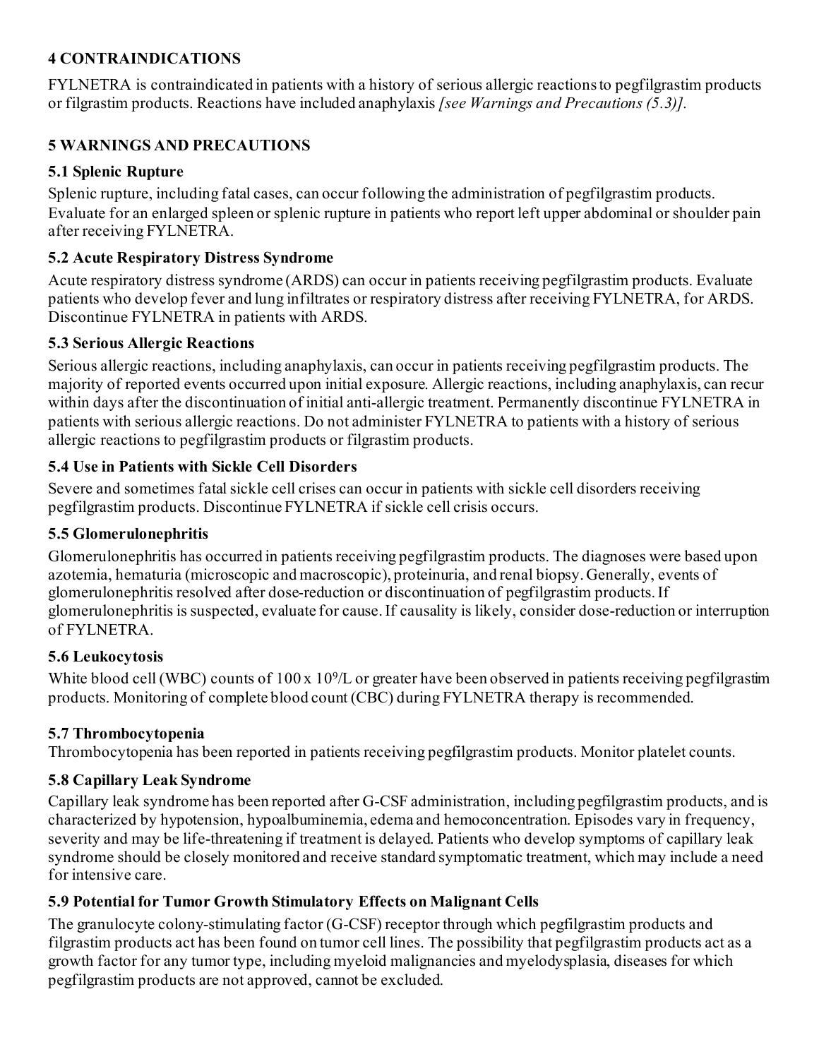## 4 CONTRAINDICATIONS

FYLNETRA is contraindicated in patients with a history of serious allergic reactions to pegfilgrastim products or filgrastim products. Reactions have included anaphylaxis *[see Warnings and Precautions (5.3)]*.

## 5 WARNINGS AND PRECAUTIONS

### 5.1 Splenic Rupture

Splenic rupture, including fatal cases, can occur following the administration of pegfilgrastim products. Evaluate for an enlarged spleen or splenic rupture in patients who report left upper abdominal or shoulder pain after receiving FYLNETRA.

### 5.2 Acute Respiratory Distress Syndrome

Acute respiratory distress syndrome (ARDS) can occur in patients receiving pegfilgrastim products. Evaluate patients who develop fever and lung infiltrates or respiratory distress after receiving FYLNETRA, for ARDS. Discontinue FYLNETRA in patients with ARDS.

### 5.3 Serious Allergic Reactions

Serious allergic reactions, including anaphylaxis, can occur in patients receiving pegfilgrastim products. The majority of reported events occurred upon initial exposure. Allergic reactions, including anaphylaxis, can recur within days after the discontinuation of initial anti-allergic treatment. Permanently discontinue FYLNETRA in patients with serious allergic reactions. Do not administer FYLNETRA to patients with a history of serious allergic reactions to pegfilgrastim products or filgrastim products.

### 5.4 Use in Patients with Sickle Cell Disorders

Severe and sometimes fatal sickle cell crises can occur in patients with sickle cell disorders receiving pegfilgrastim products. Discontinue FYLNETRA if sickle cell crisis occurs.

### 5.5 Glomerulonephritis

Glomerulonephritis has occurred in patients receiving pegfilgrastim products. The diagnoses were based upon azotemia, hematuria (microscopic and macroscopic), proteinuria, and renal biopsy. Generally, events of glomerulonephritis resolved after dose-reduction or discontinuation of pegfilgrastim products. If glomerulonephritis is suspected, evaluate for cause. If causality is likely, consider dose-reduction or interruption of FYLNETRA.

### 5.6 Leukocytosis

White blood cell (WBC) counts of $100 \times 10^9$/L or greater have been observed in patients receiving pegfilgrastim products. Monitoring of complete blood count (CBC) during FYLNETRA therapy is recommended.

### 5.7 Thrombocytopenia

Thrombocytopenia has been reported in patients receiving pegfilgrastim products. Monitor platelet counts.

### 5.8 Capillary Leak Syndrome

Capillary leak syndrome has been reported after G-CSF administration, including pegfilgrastim products, and is characterized by hypotension, hypoalbuminemia, edema and hemoconcentration. Episodes vary in frequency, severity and may be life-threatening if treatment is delayed. Patients who develop symptoms of capillary leak syndrome should be closely monitored and receive standard symptomatic treatment, which may include a need for intensive care.

### 5.9 Potential for Tumor Growth Stimulatory Effects on Malignant Cells

The granulocyte colony-stimulating factor (G-CSF) receptor through which pegfilgrastim products and filgrastim products act has been found on tumor cell lines. The possibility that pegfilgrastim products act as a growth factor for any tumor type, including myeloid malignancies and myelodysplasia, diseases for which pegfilgrastim products are not approved, cannot be excluded.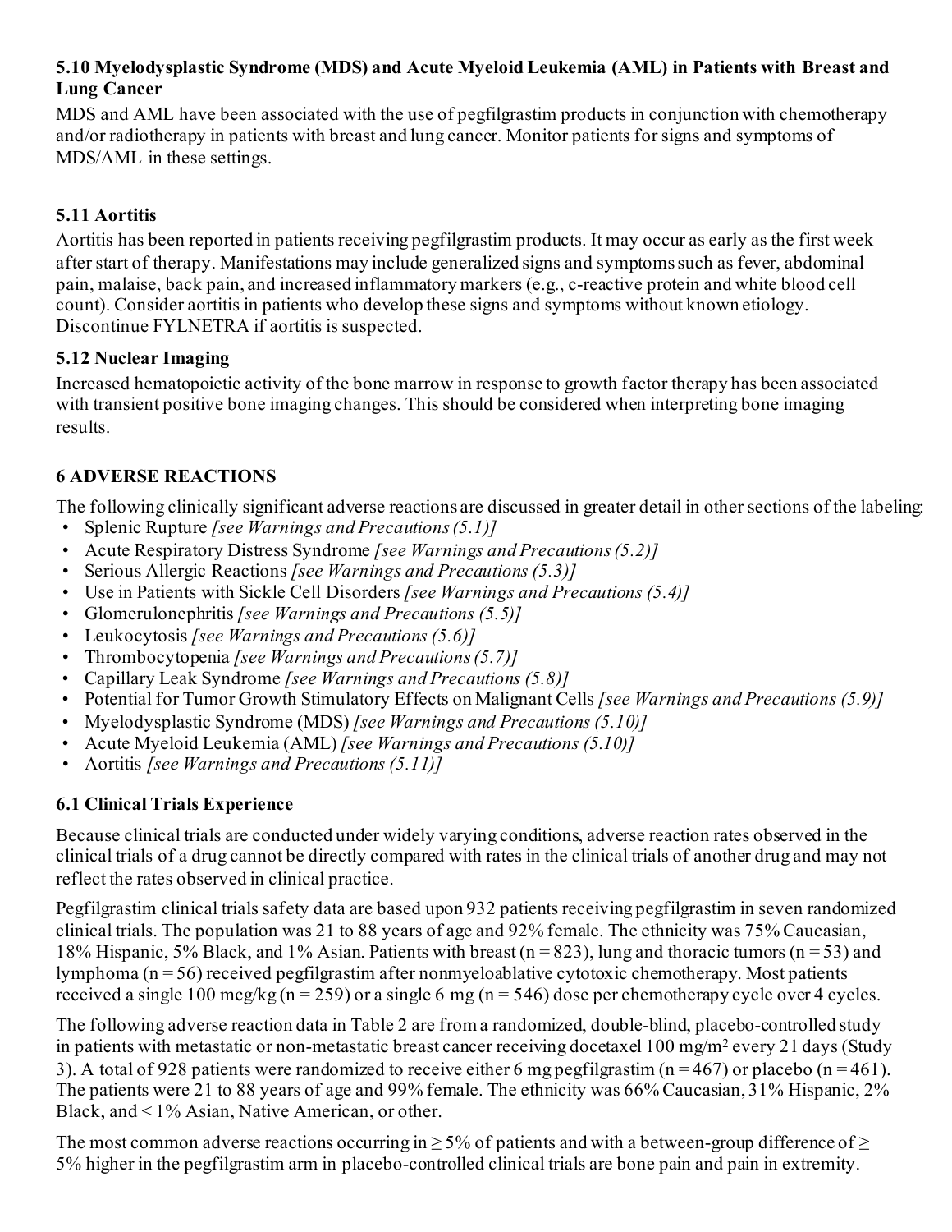### 5.10 Myelodysplastic Syndrome (MDS) and Acute Myeloid Leukemia (AML) in Patients with Breast and Lung Cancer

MDS and AML have been associated with the use of pegfilgrastim products in conjunction with chemotherapy and/or radiotherapy in patients with breast and lung cancer. Monitor patients for signs and symptoms of MDS/AML in these settings.

### 5.11 Aortitis

Aortitis has been reported in patients receiving pegfilgrastim products. It may occur as early as the first week after start of therapy. Manifestations may include generalized signs and symptoms such as fever, abdominal pain, malaise, back pain, and increased inflammatory markers (e.g., c-reactive protein and white blood cell count). Consider aortitis in patients who develop these signs and symptoms without known etiology. Discontinue FYLNETRA if aortitis is suspected.

### 5.12 Nuclear Imaging

Increased hematopoietic activity of the bone marrow in response to growth factor therapy has been associated with transient positive bone imaging changes. This should be considered when interpreting bone imaging results.

## 6 ADVERSE REACTIONS

The following clinically significant adverse reactions are discussed in greater detail in other sections of the labeling:

- Splenic Rupture *[see Warnings and Precautions (5.1)]*
- Acute Respiratory Distress Syndrome *[see Warnings and Precautions (5.2)]*
- Serious Allergic Reactions *[see Warnings and Precautions (5.3)]*
- Use in Patients with Sickle Cell Disorders *[see Warnings and Precautions (5.4)]*
- Glomerulonephritis *[see Warnings and Precautions (5.5)]*
- Leukocytosis *[see Warnings and Precautions (5.6)]*
- Thrombocytopenia *[see Warnings and Precautions (5.7)]*
- Capillary Leak Syndrome *[see Warnings and Precautions (5.8)]*
- Potential for Tumor Growth Stimulatory Effects on Malignant Cells *[see Warnings and Precautions (5.9)]*
- Myelodysplastic Syndrome (MDS) *[see Warnings and Precautions (5.10)]*
- Acute Myeloid Leukemia (AML) *[see Warnings and Precautions (5.10)]*
- Aortitis *[see Warnings and Precautions (5.11)]*

### 6.1 Clinical Trials Experience

Because clinical trials are conducted under widely varying conditions, adverse reaction rates observed in the clinical trials of a drug cannot be directly compared with rates in the clinical trials of another drug and may not reflect the rates observed in clinical practice.

Pegfilgrastim clinical trials safety data are based upon 932 patients receiving pegfilgrastim in seven randomized clinical trials. The population was 21 to 88 years of age and 92% female. The ethnicity was 75% Caucasian, 18% Hispanic, 5% Black, and 1% Asian. Patients with breast (n = 823), lung and thoracic tumors (n = 53) and lymphoma (n = 56) received pegfilgrastim after nonmyeloablative cytotoxic chemotherapy. Most patients received a single 100 mcg/kg (n = 259) or a single 6 mg (n = 546) dose per chemotherapy cycle over 4 cycles.

The following adverse reaction data in Table 2 are from a randomized, double-blind, placebo-controlled study in patients with metastatic or non-metastatic breast cancer receiving docetaxel 100 mg/m$^2$ every 21 days (Study 3). A total of 928 patients were randomized to receive either 6 mg pegfilgrastim (n = 467) or placebo (n = 461). The patients were 21 to 88 years of age and 99% female. The ethnicity was 66% Caucasian, 31% Hispanic, 2% Black, and < 1% Asian, Native American, or other.

The most common adverse reactions occurring in ≥ 5% of patients and with a between-group difference of ≥ 5% higher in the pegfilgrastim arm in placebo-controlled clinical trials are bone pain and pain in extremity.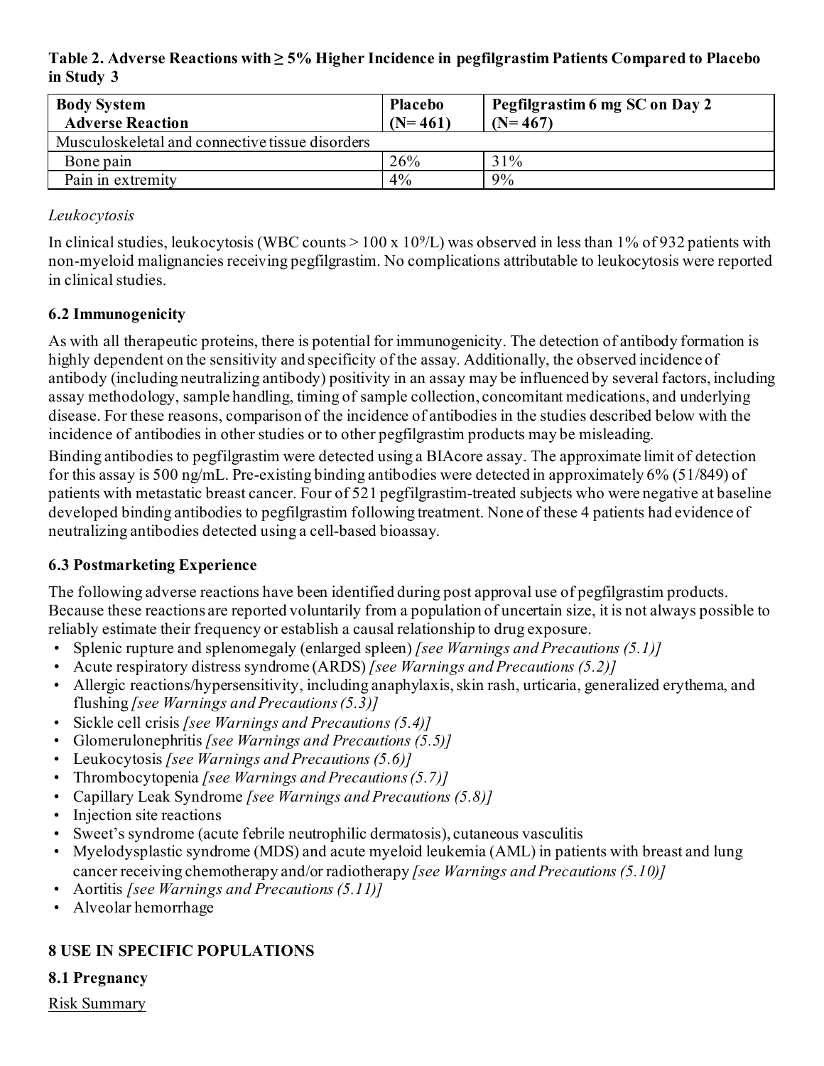**Table 2. Adverse Reactions with ≥ 5% Higher Incidence in pegfilgrastim Patients Compared to Placebo in Study 3**

| Body System<br>Adverse Reaction | Placebo<br>(N= 461) | Pegfilgrastim 6 mg SC on Day 2<br>(N= 467) |
|---|---|---|
| Musculoskeletal and connective tissue disorders | | |
| Bone pain | 26% | 31% |
| Pain in extremity | 4% | 9% |

*Leukocytosis*

In clinical studies, leukocytosis (WBC counts > 100 x $10^9$/L) was observed in less than 1% of 932 patients with non-myeloid malignancies receiving pegfilgrastim. No complications attributable to leukocytosis were reported in clinical studies.

### 6.2 Immunogenicity

As with all therapeutic proteins, there is potential for immunogenicity. The detection of antibody formation is highly dependent on the sensitivity and specificity of the assay. Additionally, the observed incidence of antibody (including neutralizing antibody) positivity in an assay may be influenced by several factors, including assay methodology, sample handling, timing of sample collection, concomitant medications, and underlying disease. For these reasons, comparison of the incidence of antibodies in the studies described below with the incidence of antibodies in other studies or to other pegfilgrastim products may be misleading.

Binding antibodies to pegfilgrastim were detected using a BIAcore assay. The approximate limit of detection for this assay is 500 ng/mL. Pre-existing binding antibodies were detected in approximately 6% (51/849) of patients with metastatic breast cancer. Four of 521 pegfilgrastim-treated subjects who were negative at baseline developed binding antibodies to pegfilgrastim following treatment. None of these 4 patients had evidence of neutralizing antibodies detected using a cell-based bioassay.

### 6.3 Postmarketing Experience

The following adverse reactions have been identified during post approval use of pegfilgrastim products. Because these reactions are reported voluntarily from a population of uncertain size, it is not always possible to reliably estimate their frequency or establish a causal relationship to drug exposure.

- Splenic rupture and splenomegaly (enlarged spleen) *[see Warnings and Precautions (5.1)]*
- Acute respiratory distress syndrome (ARDS) *[see Warnings and Precautions (5.2)]*
- Allergic reactions/hypersensitivity, including anaphylaxis, skin rash, urticaria, generalized erythema, and flushing *[see Warnings and Precautions (5.3)]*
- Sickle cell crisis *[see Warnings and Precautions (5.4)]*
- Glomerulonephritis *[see Warnings and Precautions (5.5)]*
- Leukocytosis *[see Warnings and Precautions (5.6)]*
- Thrombocytopenia *[see Warnings and Precautions (5.7)]*
- Capillary Leak Syndrome *[see Warnings and Precautions (5.8)]*
- Injection site reactions
- Sweet's syndrome (acute febrile neutrophilic dermatosis), cutaneous vasculitis
- Myelodysplastic syndrome (MDS) and acute myeloid leukemia (AML) in patients with breast and lung cancer receiving chemotherapy and/or radiotherapy *[see Warnings and Precautions (5.10)]*
- Aortitis *[see Warnings and Precautions (5.11)]*
- Alveolar hemorrhage

## 8 USE IN SPECIFIC POPULATIONS

### 8.1 Pregnancy

Risk Summary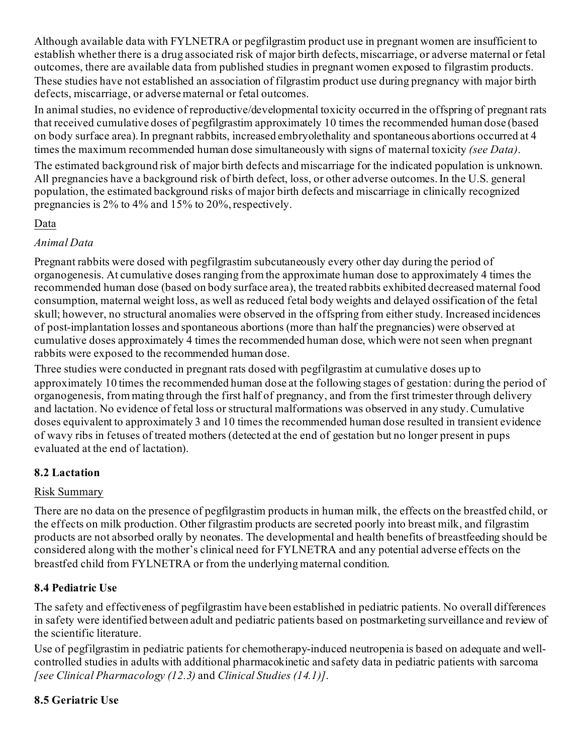Although available data with FYLNETRA or pegfilgrastim product use in pregnant women are insufficient to establish whether there is a drug associated risk of major birth defects, miscarriage, or adverse maternal or fetal outcomes, there are available data from published studies in pregnant women exposed to filgrastim products. These studies have not established an association of filgrastim product use during pregnancy with major birth defects, miscarriage, or adverse maternal or fetal outcomes.

In animal studies, no evidence of reproductive/developmental toxicity occurred in the offspring of pregnant rats that received cumulative doses of pegfilgrastim approximately 10 times the recommended human dose (based on body surface area). In pregnant rabbits, increased embryolethality and spontaneous abortions occurred at 4 times the maximum recommended human dose simultaneously with signs of maternal toxicity *(see Data)*.

The estimated background risk of major birth defects and miscarriage for the indicated population is unknown. All pregnancies have a background risk of birth defect, loss, or other adverse outcomes. In the U.S. general population, the estimated background risks of major birth defects and miscarriage in clinically recognized pregnancies is 2% to 4% and 15% to 20%, respectively.

Data

*Animal Data*

Pregnant rabbits were dosed with pegfilgrastim subcutaneously every other day during the period of organogenesis. At cumulative doses ranging from the approximate human dose to approximately 4 times the recommended human dose (based on body surface area), the treated rabbits exhibited decreased maternal food consumption, maternal weight loss, as well as reduced fetal body weights and delayed ossification of the fetal skull; however, no structural anomalies were observed in the offspring from either study. Increased incidences of post-implantation losses and spontaneous abortions (more than half the pregnancies) were observed at cumulative doses approximately 4 times the recommended human dose, which were not seen when pregnant rabbits were exposed to the recommended human dose.

Three studies were conducted in pregnant rats dosed with pegfilgrastim at cumulative doses up to approximately 10 times the recommended human dose at the following stages of gestation: during the period of organogenesis, from mating through the first half of pregnancy, and from the first trimester through delivery and lactation. No evidence of fetal loss or structural malformations was observed in any study. Cumulative doses equivalent to approximately 3 and 10 times the recommended human dose resulted in transient evidence of wavy ribs in fetuses of treated mothers (detected at the end of gestation but no longer present in pups evaluated at the end of lactation).

### 8.2 Lactation

Risk Summary

There are no data on the presence of pegfilgrastim products in human milk, the effects on the breastfed child, or the effects on milk production. Other filgrastim products are secreted poorly into breast milk, and filgrastim products are not absorbed orally by neonates. The developmental and health benefits of breastfeeding should be considered along with the mother's clinical need for FYLNETRA and any potential adverse effects on the breastfed child from FYLNETRA or from the underlying maternal condition.

### 8.4 Pediatric Use

The safety and effectiveness of pegfilgrastim have been established in pediatric patients. No overall differences in safety were identified between adult and pediatric patients based on postmarketing surveillance and review of the scientific literature.

Use of pegfilgrastim in pediatric patients for chemotherapy-induced neutropenia is based on adequate and well-controlled studies in adults with additional pharmacokinetic and safety data in pediatric patients with sarcoma *[see Clinical Pharmacology (12.3)* and *Clinical Studies (14.1)]*.

### 8.5 Geriatric Use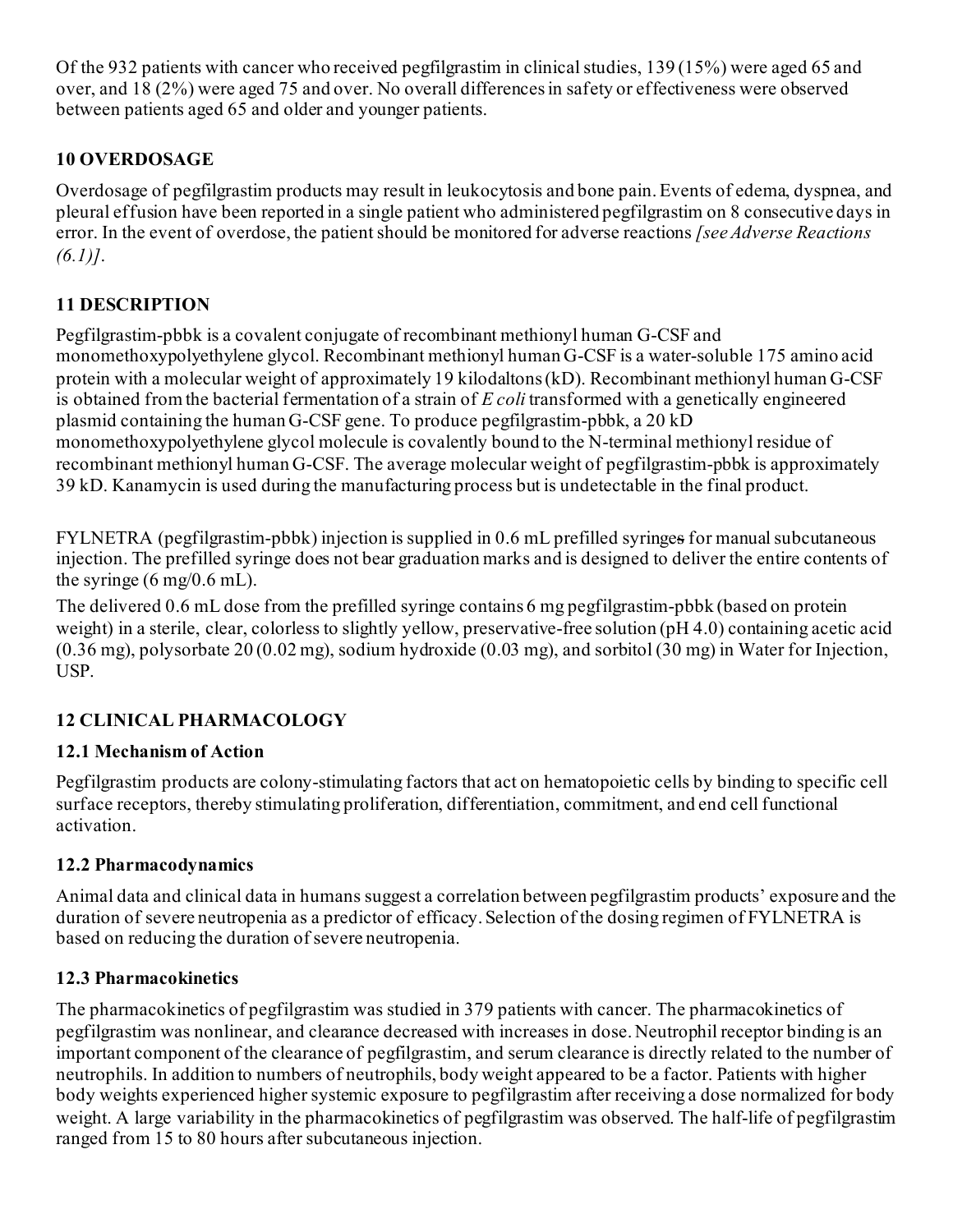Of the 932 patients with cancer who received pegfilgrastim in clinical studies, 139 (15%) were aged 65 and over, and 18 (2%) were aged 75 and over. No overall differences in safety or effectiveness were observed between patients aged 65 and older and younger patients.

## 10 OVERDOSAGE

Overdosage of pegfilgrastim products may result in leukocytosis and bone pain. Events of edema, dyspnea, and pleural effusion have been reported in a single patient who administered pegfilgrastim on 8 consecutive days in error. In the event of overdose, the patient should be monitored for adverse reactions *[see Adverse Reactions (6.1)]*.

## 11 DESCRIPTION

Pegfilgrastim-pbbk is a covalent conjugate of recombinant methionyl human G-CSF and monomethoxypolyethylene glycol. Recombinant methionyl human G-CSF is a water-soluble 175 amino acid protein with a molecular weight of approximately 19 kilodaltons (kD). Recombinant methionyl human G-CSF is obtained from the bacterial fermentation of a strain of *E coli* transformed with a genetically engineered plasmid containing the human G-CSF gene. To produce pegfilgrastim-pbbk, a 20 kD monomethoxypolyethylene glycol molecule is covalently bound to the N-terminal methionyl residue of recombinant methionyl human G-CSF. The average molecular weight of pegfilgrastim-pbbk is approximately 39 kD. Kanamycin is used during the manufacturing process but is undetectable in the final product.

FYLNETRA (pegfilgrastim-pbbk) injection is supplied in 0.6 mL prefilled syringes for manual subcutaneous injection. The prefilled syringe does not bear graduation marks and is designed to deliver the entire contents of the syringe (6 mg/0.6 mL).

The delivered 0.6 mL dose from the prefilled syringe contains 6 mg pegfilgrastim-pbbk (based on protein weight) in a sterile, clear, colorless to slightly yellow, preservative-free solution (pH 4.0) containing acetic acid (0.36 mg), polysorbate 20 (0.02 mg), sodium hydroxide (0.03 mg), and sorbitol (30 mg) in Water for Injection, USP.

## 12 CLINICAL PHARMACOLOGY

### 12.1 Mechanism of Action

Pegfilgrastim products are colony-stimulating factors that act on hematopoietic cells by binding to specific cell surface receptors, thereby stimulating proliferation, differentiation, commitment, and end cell functional activation.

### 12.2 Pharmacodynamics

Animal data and clinical data in humans suggest a correlation between pegfilgrastim products' exposure and the duration of severe neutropenia as a predictor of efficacy. Selection of the dosing regimen of FYLNETRA is based on reducing the duration of severe neutropenia.

### 12.3 Pharmacokinetics

The pharmacokinetics of pegfilgrastim was studied in 379 patients with cancer. The pharmacokinetics of pegfilgrastim was nonlinear, and clearance decreased with increases in dose. Neutrophil receptor binding is an important component of the clearance of pegfilgrastim, and serum clearance is directly related to the number of neutrophils. In addition to numbers of neutrophils, body weight appeared to be a factor. Patients with higher body weights experienced higher systemic exposure to pegfilgrastim after receiving a dose normalized for body weight. A large variability in the pharmacokinetics of pegfilgrastim was observed. The half-life of pegfilgrastim ranged from 15 to 80 hours after subcutaneous injection.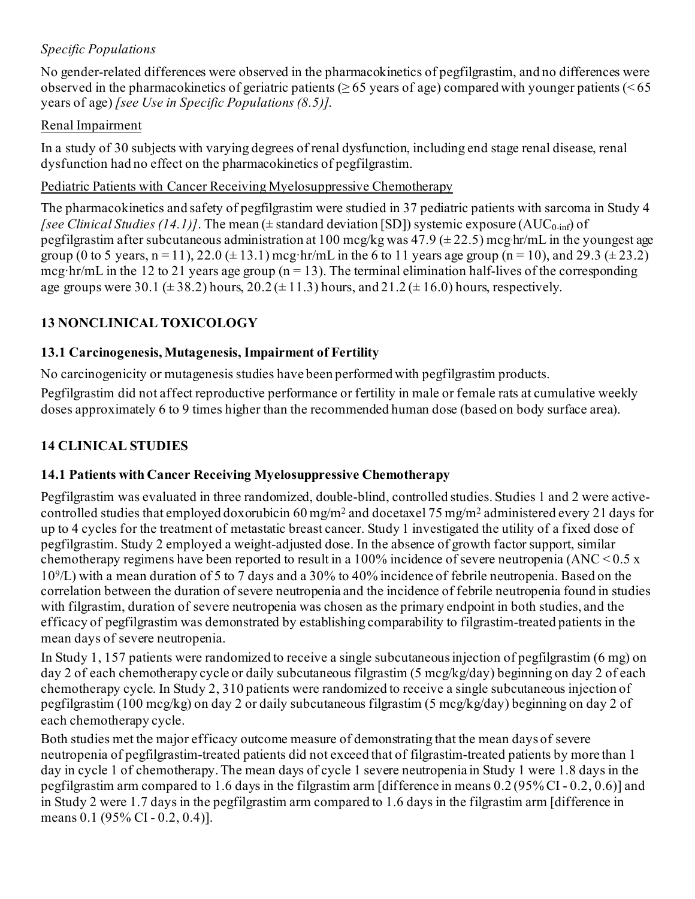*Specific Populations*

No gender-related differences were observed in the pharmacokinetics of pegfilgrastim, and no differences were observed in the pharmacokinetics of geriatric patients (≥ 65 years of age) compared with younger patients (< 65 years of age) *[see Use in Specific Populations (8.5)]*.

Renal Impairment

In a study of 30 subjects with varying degrees of renal dysfunction, including end stage renal disease, renal dysfunction had no effect on the pharmacokinetics of pegfilgrastim.

Pediatric Patients with Cancer Receiving Myelosuppressive Chemotherapy

The pharmacokinetics and safety of pegfilgrastim were studied in 37 pediatric patients with sarcoma in Study 4 *[see Clinical Studies (14.1)]*. The mean (± standard deviation [SD]) systemic exposure ($AUC_{0\text{-}inf}$) of pegfilgrastim after subcutaneous administration at 100 mcg/kg was 47.9 (± 22.5) mcg·hr/mL in the youngest age group (0 to 5 years, n = 11), 22.0 (± 13.1) mcg·hr/mL in the 6 to 11 years age group (n = 10), and 29.3 (± 23.2) mcg·hr/mL in the 12 to 21 years age group (n = 13). The terminal elimination half-lives of the corresponding age groups were 30.1 (± 38.2) hours, 20.2 (± 11.3) hours, and 21.2 (± 16.0) hours, respectively.

## 13 NONCLINICAL TOXICOLOGY

### 13.1 Carcinogenesis, Mutagenesis, Impairment of Fertility

No carcinogenicity or mutagenesis studies have been performed with pegfilgrastim products.

Pegfilgrastim did not affect reproductive performance or fertility in male or female rats at cumulative weekly doses approximately 6 to 9 times higher than the recommended human dose (based on body surface area).

## 14 CLINICAL STUDIES

### 14.1 Patients with Cancer Receiving Myelosuppressive Chemotherapy

Pegfilgrastim was evaluated in three randomized, double-blind, controlled studies. Studies 1 and 2 were active-controlled studies that employed doxorubicin 60 mg/m$^2$ and docetaxel 75 mg/m$^2$ administered every 21 days for up to 4 cycles for the treatment of metastatic breast cancer. Study 1 investigated the utility of a fixed dose of pegfilgrastim. Study 2 employed a weight-adjusted dose. In the absence of growth factor support, similar chemotherapy regimens have been reported to result in a 100% incidence of severe neutropenia (ANC < 0.5 x $10^9$/L) with a mean duration of 5 to 7 days and a 30% to 40% incidence of febrile neutropenia. Based on the correlation between the duration of severe neutropenia and the incidence of febrile neutropenia found in studies with filgrastim, duration of severe neutropenia was chosen as the primary endpoint in both studies, and the efficacy of pegfilgrastim was demonstrated by establishing comparability to filgrastim-treated patients in the mean days of severe neutropenia.

In Study 1, 157 patients were randomized to receive a single subcutaneous injection of pegfilgrastim (6 mg) on day 2 of each chemotherapy cycle or daily subcutaneous filgrastim (5 mcg/kg/day) beginning on day 2 of each chemotherapy cycle. In Study 2, 310 patients were randomized to receive a single subcutaneous injection of pegfilgrastim (100 mcg/kg) on day 2 or daily subcutaneous filgrastim (5 mcg/kg/day) beginning on day 2 of each chemotherapy cycle.

Both studies met the major efficacy outcome measure of demonstrating that the mean days of severe neutropenia of pegfilgrastim-treated patients did not exceed that of filgrastim-treated patients by more than 1 day in cycle 1 of chemotherapy. The mean days of cycle 1 severe neutropenia in Study 1 were 1.8 days in the pegfilgrastim arm compared to 1.6 days in the filgrastim arm [difference in means 0.2 (95% CI - 0.2, 0.6)] and in Study 2 were 1.7 days in the pegfilgrastim arm compared to 1.6 days in the filgrastim arm [difference in means 0.1 (95% CI - 0.2, 0.4)].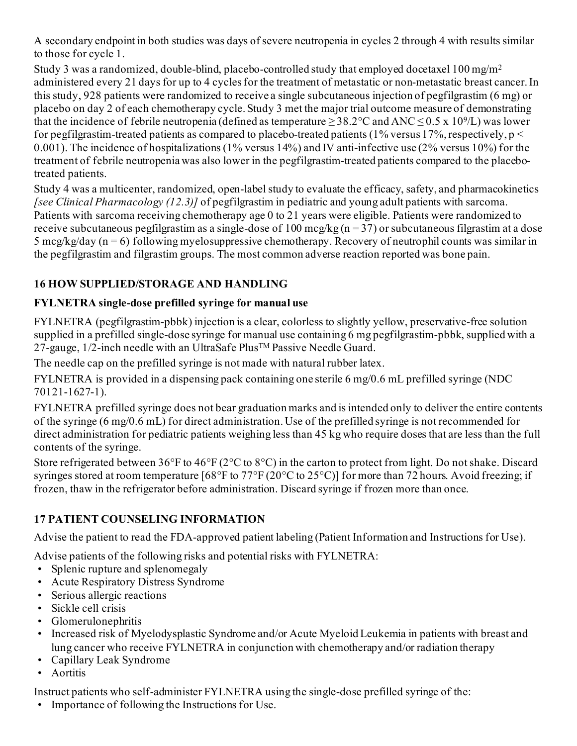A secondary endpoint in both studies was days of severe neutropenia in cycles 2 through 4 with results similar to those for cycle 1.

Study 3 was a randomized, double-blind, placebo-controlled study that employed docetaxel 100 mg/$m^2$ administered every 21 days for up to 4 cycles for the treatment of metastatic or non-metastatic breast cancer. In this study, 928 patients were randomized to receive a single subcutaneous injection of pegfilgrastim (6 mg) or placebo on day 2 of each chemotherapy cycle. Study 3 met the major trial outcome measure of demonstrating that the incidence of febrile neutropenia (defined as temperature ≥ 38.2°C and ANC ≤ 0.5 x $10^9$/L) was lower for pegfilgrastim-treated patients as compared to placebo-treated patients (1% versus 17%, respectively, $p < 0.001$). The incidence of hospitalizations (1% versus 14%) and IV anti-infective use (2% versus 10%) for the treatment of febrile neutropenia was also lower in the pegfilgrastim-treated patients compared to the placebo-treated patients.

Study 4 was a multicenter, randomized, open-label study to evaluate the efficacy, safety, and pharmacokinetics *[see Clinical Pharmacology (12.3)]* of pegfilgrastim in pediatric and young adult patients with sarcoma. Patients with sarcoma receiving chemotherapy age 0 to 21 years were eligible. Patients were randomized to receive subcutaneous pegfilgrastim as a single-dose of 100 mcg/kg (n = 37) or subcutaneous filgrastim at a dose 5 mcg/kg/day (n = 6) following myelosuppressive chemotherapy. Recovery of neutrophil counts was similar in the pegfilgrastim and filgrastim groups. The most common adverse reaction reported was bone pain.

## 16 HOW SUPPLIED/STORAGE AND HANDLING

**FYLNETRA single-dose prefilled syringe for manual use**

FYLNETRA (pegfilgrastim-pbbk) injection is a clear, colorless to slightly yellow, preservative-free solution supplied in a prefilled single-dose syringe for manual use containing 6 mg pegfilgrastim-pbbk, supplied with a 27-gauge, 1/2-inch needle with an UltraSafe Plus™ Passive Needle Guard.

The needle cap on the prefilled syringe is not made with natural rubber latex.

FYLNETRA is provided in a dispensing pack containing one sterile 6 mg/0.6 mL prefilled syringe (NDC 70121-1627-1).

FYLNETRA prefilled syringe does not bear graduation marks and is intended only to deliver the entire contents of the syringe (6 mg/0.6 mL) for direct administration. Use of the prefilled syringe is not recommended for direct administration for pediatric patients weighing less than 45 kg who require doses that are less than the full contents of the syringe.

Store refrigerated between 36°F to 46°F (2°C to 8°C) in the carton to protect from light. Do not shake. Discard syringes stored at room temperature [68°F to 77°F (20°C to 25°C)] for more than 72 hours. Avoid freezing; if frozen, thaw in the refrigerator before administration. Discard syringe if frozen more than once.

## 17 PATIENT COUNSELING INFORMATION

Advise the patient to read the FDA-approved patient labeling (Patient Information and Instructions for Use).

Advise patients of the following risks and potential risks with FYLNETRA:

- Splenic rupture and splenomegaly
- Acute Respiratory Distress Syndrome
- Serious allergic reactions
- Sickle cell crisis
- Glomerulonephritis
- Increased risk of Myelodysplastic Syndrome and/or Acute Myeloid Leukemia in patients with breast and lung cancer who receive FYLNETRA in conjunction with chemotherapy and/or radiation therapy
- Capillary Leak Syndrome
- Aortitis

Instruct patients who self-administer FYLNETRA using the single-dose prefilled syringe of the:

- Importance of following the Instructions for Use.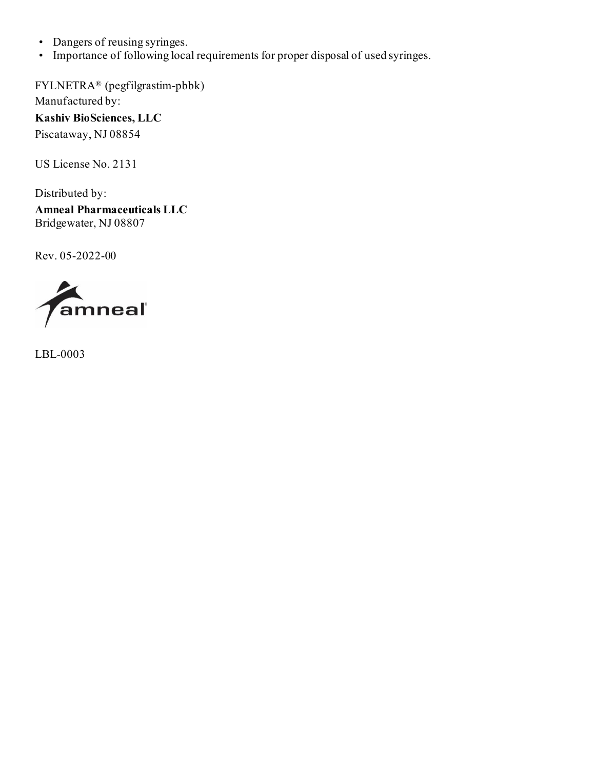- Dangers of reusing syringes.
- Importance of following local requirements for proper disposal of used syringes.

FYLNETRA® (pegfilgrastim-pbbk)
Manufactured by:
**Kashiv BioSciences, LLC**
Piscataway, NJ 08854

US License No. 2131

Distributed by:
**Amneal Pharmaceuticals LLC**
Bridgewater, NJ 08807

Rev. 05-2022-00

amneal

LBL-0003